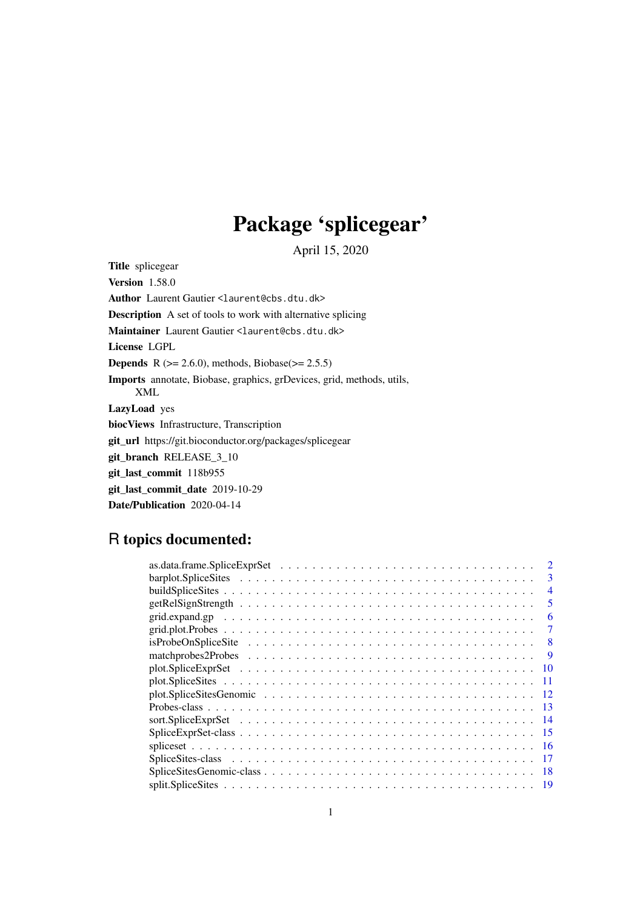# Package 'splicegear'

April 15, 2020

**Title** splicegear

**Version** 1.58.0

**Author** Laurent Gautier <laurent@cbs.dtu.dk>

**Description** A set of tools to work with alternative splicing

**Maintainer** Laurent Gautier <laurent@cbs.dtu.dk>

**License** LGPL

**Depends** R (>= 2.6.0), methods, Biobase(>= 2.5.5)

**Imports** annotate, Biobase, graphics, grDevices, grid, methods, utils, XML

**LazyLoad** yes

**biocViews** Infrastructure, Transcription

**git_url** https://git.bioconductor.org/packages/splicegear

**git_branch** RELEASE_3_10

**git_last_commit** 118b955

**git_last_commit_date** 2019-10-29

**Date/Publication** 2020-04-14

## R topics documented:

| | |
|---|---|
| as.data.frame.SpliceExprSet | 2 |
| barplot.SpliceSites | 3 |
| buildSpliceSites | 4 |
| getRelSignStrength | 5 |
| grid.expand.gp | 6 |
| grid.plot.Probes | 7 |
| isProbeOnSpliceSite | 8 |
| matchprobes2Probes | 9 |
| plot.SpliceExprSet | 10 |
| plot.SpliceSites | 11 |
| plot.SpliceSitesGenomic | 12 |
| Probes-class | 13 |
| sort.SpliceExprSet | 14 |
| SpliceExprSet-class | 15 |
| spliceset | 16 |
| SpliceSites-class | 17 |
| SpliceSitesGenomic-class | 18 |
| split.SpliceSites | 19 |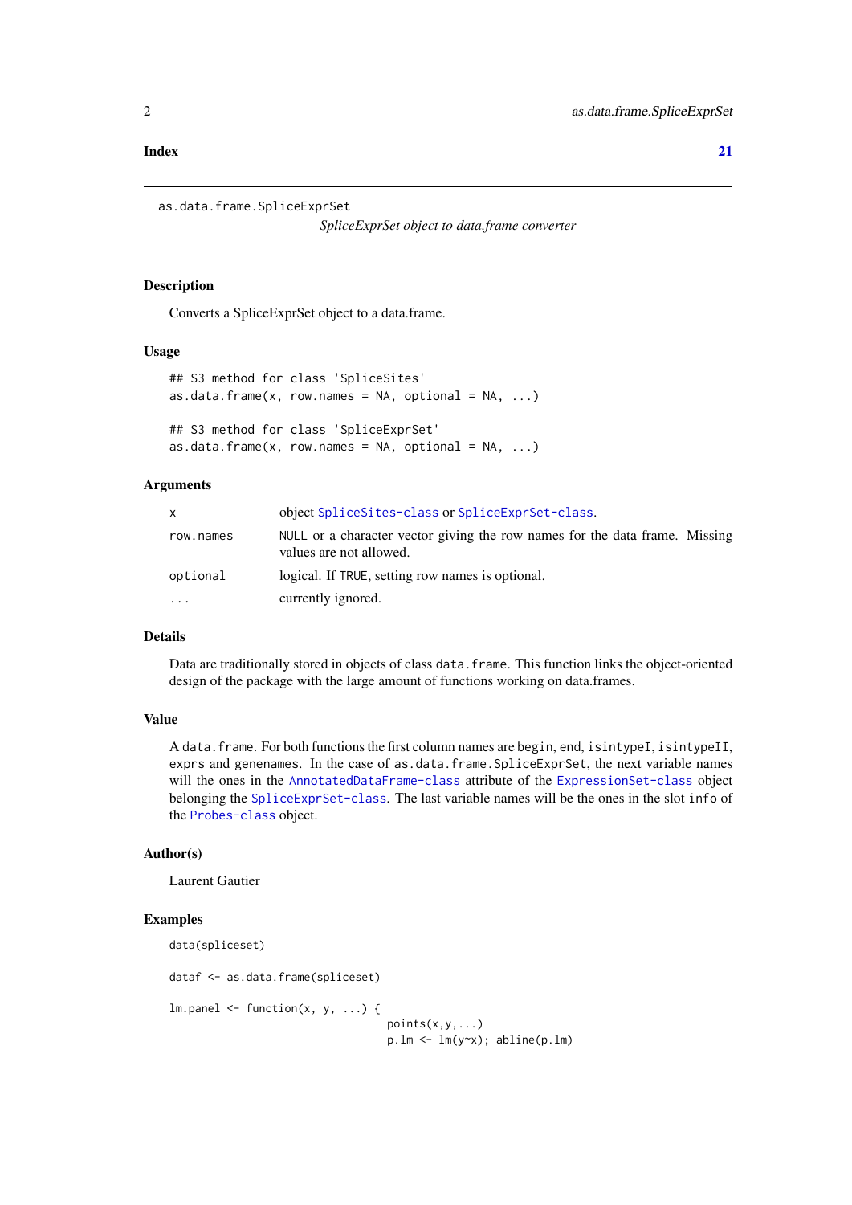**Index** **21**

---

as.data.frame.SpliceExprSet

*SpliceExprSet object to data.frame converter*

---

### Description

Converts a SpliceExprSet object to a data.frame.

### Usage

```
## S3 method for class 'SpliceSites'
as.data.frame(x, row.names = NA, optional = NA, ...)

## S3 method for class 'SpliceExprSet'
as.data.frame(x, row.names = NA, optional = NA, ...)
```

### Arguments

| | |
|---|---|
| `x` | object `SpliceSites-class` or `SpliceExprSet-class`. |
| `row.names` | `NULL` or a character vector giving the row names for the data frame. Missing values are not allowed. |
| `optional` | logical. If `TRUE`, setting row names is optional. |
| `...` | currently ignored. |

### Details

Data are traditionally stored in objects of class `data.frame`. This function links the object-oriented design of the package with the large amount of functions working on data.frames.

### Value

A `data.frame`. For both functions the first column names are `begin`, `end`, `isintypeI`, `isintypeII`, `exprs` and `genenames`. In the case of `as.data.frame.SpliceExprSet`, the next variable names will the ones in the `AnnotatedDataFrame-class` attribute of the `ExpressionSet-class` object belonging the `SpliceExprSet-class`. The last variable names will be the ones in the slot `info` of the `Probes-class` object.

### Author(s)

Laurent Gautier

### Examples

```
data(spliceset)

dataf <- as.data.frame(spliceset)

lm.panel <- function(x, y, ...) {
                                  points(x,y,...)
                                  p.lm <- lm(y~x); abline(p.lm)
```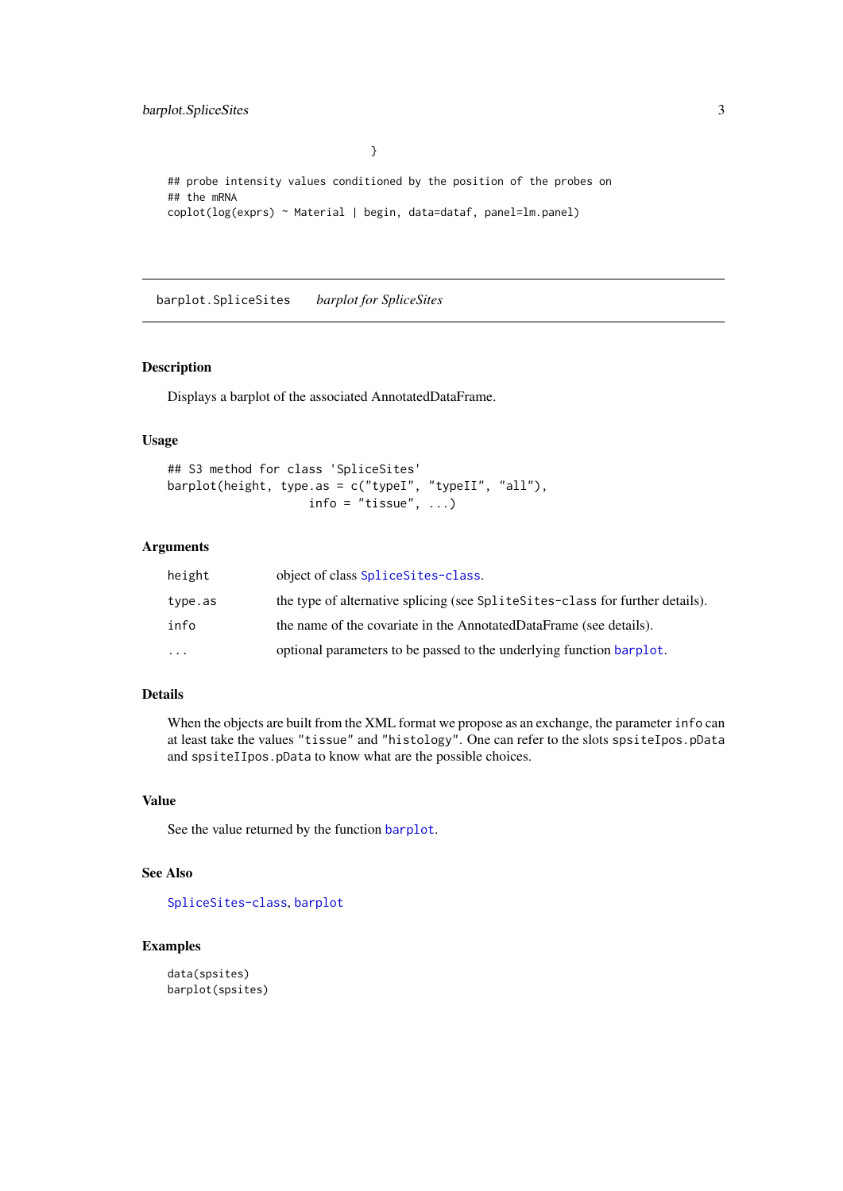```
                               }

## probe intensity values conditioned by the position of the probes on
## the mRNA
coplot(log(exprs) ~ Material | begin, data=dataf, panel=lm.panel)
```

---

barplot.SpliceSites *barplot for SpliceSites*

---

### Description

Displays a barplot of the associated AnnotatedDataFrame.

### Usage

```
## S3 method for class 'SpliceSites'
barplot(height, type.as = c("typeI", "typeII", "all"),
                    info = "tissue", ...)
```

### Arguments

| | |
|---|---|
| height | object of class SpliceSites-class. |
| type.as | the type of alternative splicing (see SpliteSites-class for further details). |
| info | the name of the covariate in the AnnotatedDataFrame (see details). |
| ... | optional parameters to be passed to the underlying function barplot. |

### Details

When the objects are built from the XML format we propose as an exchange, the parameter info can at least take the values "tissue" and "histology". One can refer to the slots spsiteIpos.pData and spsiteIIpos.pData to know what are the possible choices.

### Value

See the value returned by the function barplot.

### See Also

SpliceSites-class, barplot

### Examples

```
data(spsites)
barplot(spsites)
```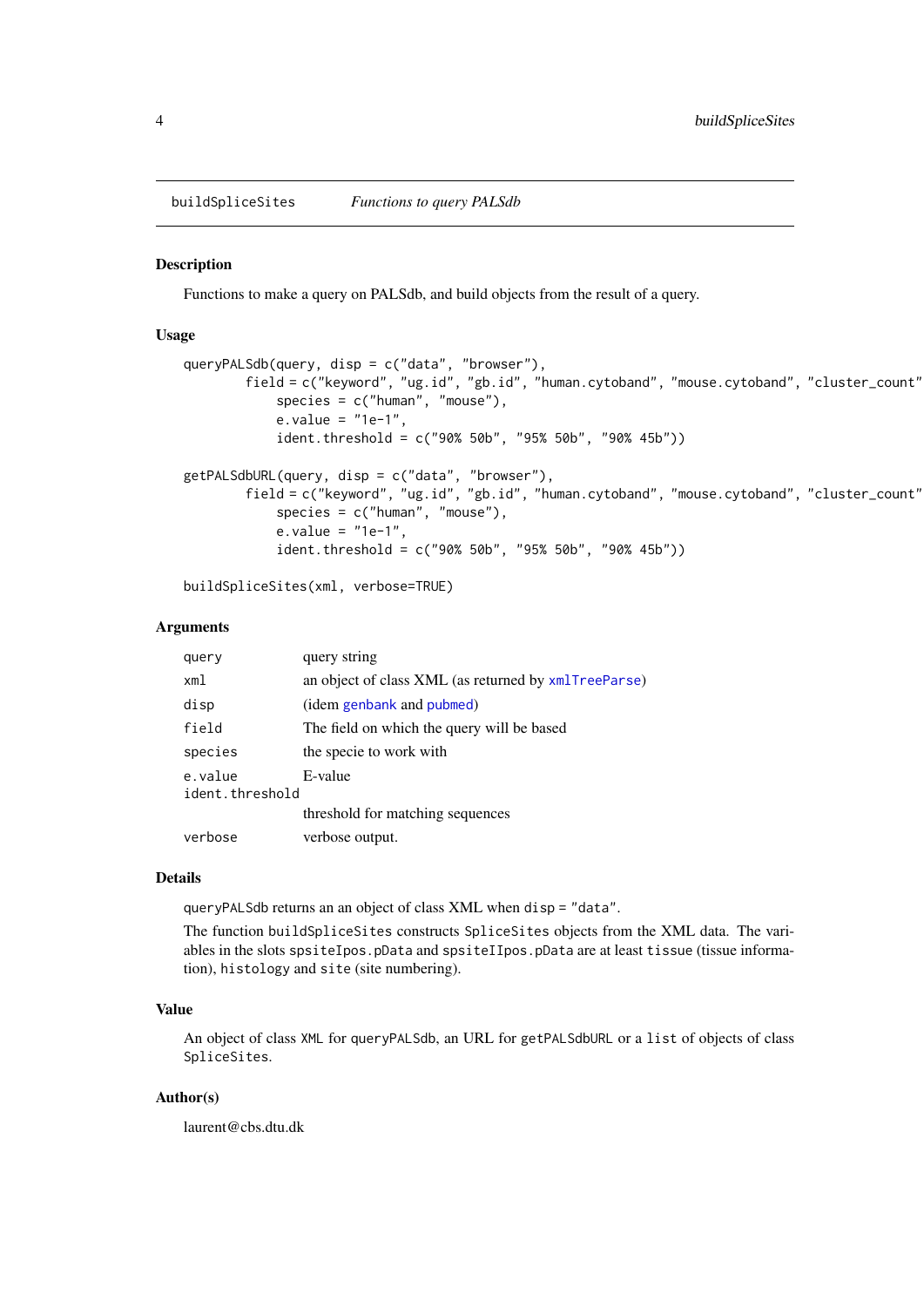buildSpliceSites *Functions to query PALSdb*

## Description

Functions to make a query on PALSdb, and build objects from the result of a query.

## Usage

```
queryPALSdb(query, disp = c("data", "browser"),
        field = c("keyword", "ug.id", "gb.id", "human.cytoband", "mouse.cytoband", "cluster_count"
            species = c("human", "mouse"),
            e.value = "1e-1",
            ident.threshold = c("90% 50b", "95% 50b", "90% 45b"))

getPALSdbURL(query, disp = c("data", "browser"),
        field = c("keyword", "ug.id", "gb.id", "human.cytoband", "mouse.cytoband", "cluster_count"
            species = c("human", "mouse"),
            e.value = "1e-1",
            ident.threshold = c("90% 50b", "95% 50b", "90% 45b"))

buildSpliceSites(xml, verbose=TRUE)
```

## Arguments

| | |
|---|---|
| `query` | query string |
| `xml` | an object of class XML (as returned by `xmlTreeParse`) |
| `disp` | (idem `genbank` and `pubmed`) |
| `field` | The field on which the query will be based |
| `species` | the specie to work with |
| `e.value` | E-value |
| `ident.threshold` | threshold for matching sequences |
| `verbose` | verbose output. |

## Details

`queryPALSdb` returns an an object of class XML when `disp = "data"`.

The function `buildSpliceSites` constructs `SpliceSites` objects from the XML data. The variables in the slots `spsiteIpos.pData` and `spsiteIIpos.pData` are at least `tissue` (tissue information), `histology` and `site` (site numbering).

## Value

An object of class `XML` for `queryPALSdb`, an URL for `getPALSdbURL` or a `list` of objects of class `SpliceSites`.

## Author(s)

laurent@cbs.dtu.dk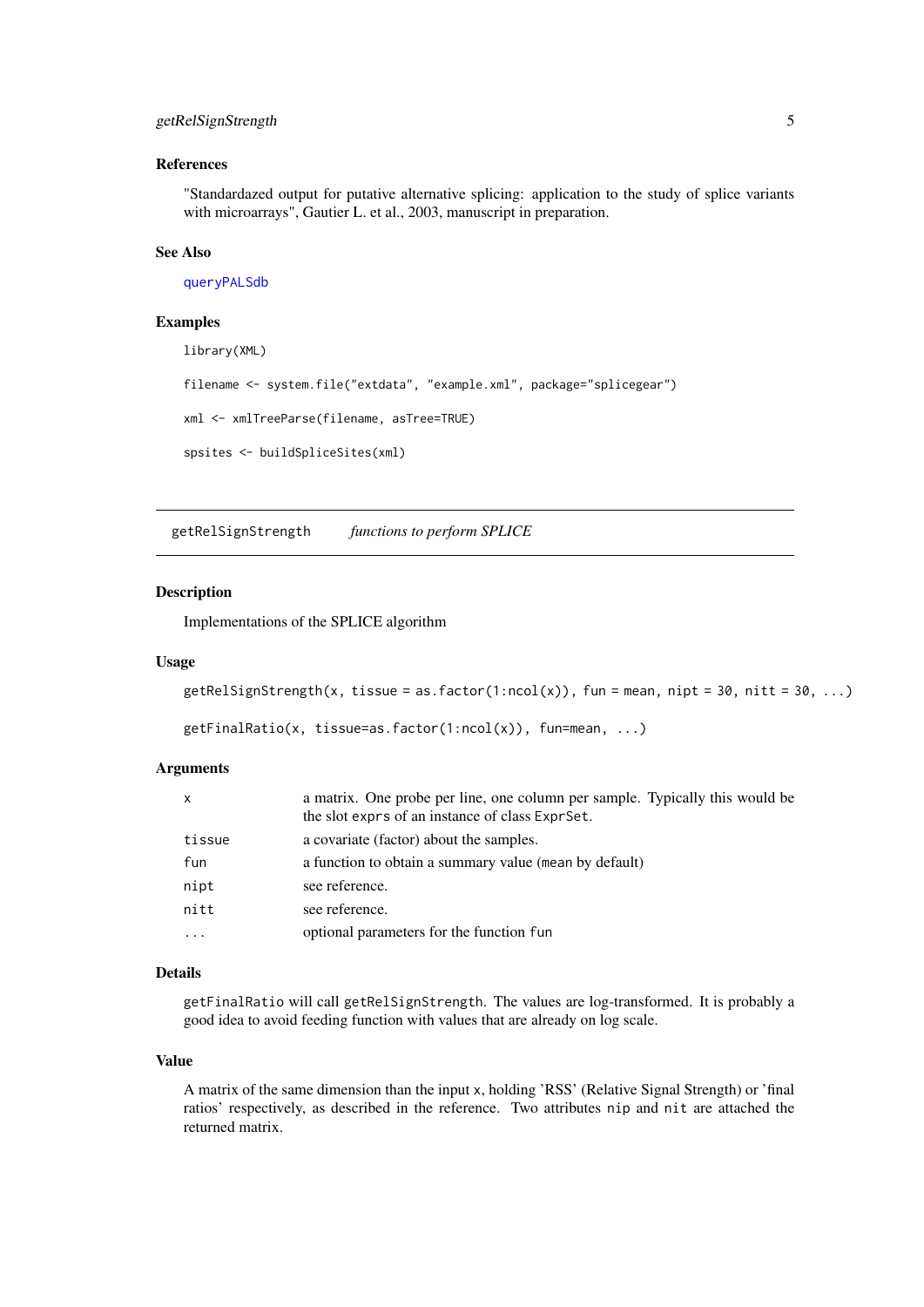### References

"Standardazed output for putative alternative splicing: application to the study of splice variants with microarrays", Gautier L. et al., 2003, manuscript in preparation.

### See Also

queryPALSdb

### Examples

```
library(XML)

filename <- system.file("extdata", "example.xml", package="splicegear")

xml <- xmlTreeParse(filename, asTree=TRUE)

spsites <- buildSpliceSites(xml)
```

---

## getRelSignStrength    *functions to perform SPLICE*

---

### Description

Implementations of the SPLICE algorithm

### Usage

```
getRelSignStrength(x, tissue = as.factor(1:ncol(x)), fun = mean, nipt = 30, nitt = 30, ...)

getFinalRatio(x, tissue=as.factor(1:ncol(x)), fun=mean, ...)
```

### Arguments

| | |
|---|---|
| `x` | a matrix. One probe per line, one column per sample. Typically this would be the slot `exprs` of an instance of class `ExprSet`. |
| `tissue` | a covariate (factor) about the samples. |
| `fun` | a function to obtain a summary value (mean by default) |
| `nipt` | see reference. |
| `nitt` | see reference. |
| `...` | optional parameters for the function `fun` |

### Details

`getFinalRatio` will call `getRelSignStrength`. The values are log-transformed. It is probably a good idea to avoid feeding function with values that are already on log scale.

### Value

A matrix of the same dimension than the input `x`, holding 'RSS' (Relative Signal Strength) or 'final ratios' respectively, as described in the reference. Two attributes `nip` and `nit` are attached the returned matrix.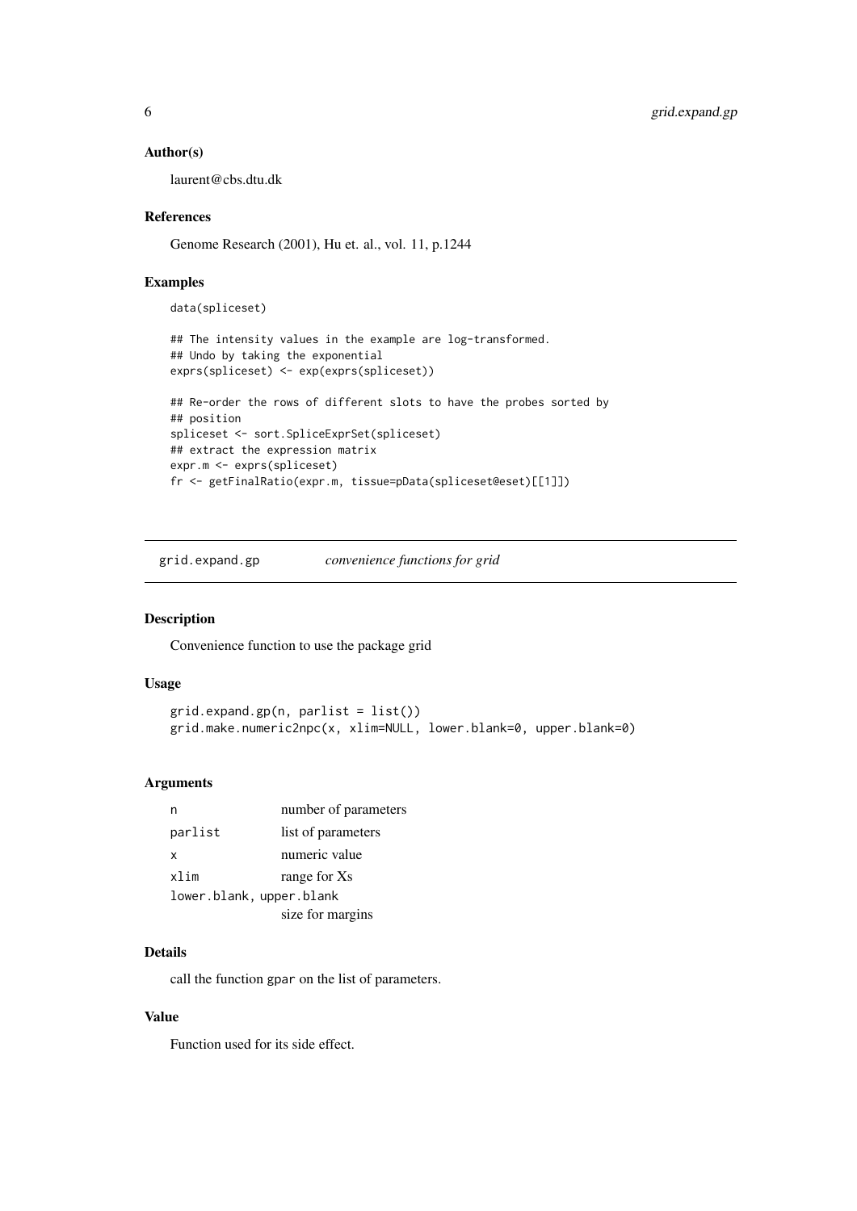### Author(s)

laurent@cbs.dtu.dk

### References

Genome Research (2001), Hu et. al., vol. 11, p.1244

### Examples

```
data(spliceset)

## The intensity values in the example are log-transformed.
## Undo by taking the exponential
exprs(spliceset) <- exp(exprs(spliceset))

## Re-order the rows of different slots to have the probes sorted by
## position
spliceset <- sort.SpliceExprSet(spliceset)
## extract the expression matrix
expr.m <- exprs(spliceset)
fr <- getFinalRatio(expr.m, tissue=pData(spliceset@eset)[[1]])
```

---

## grid.expand.gp — *convenience functions for grid*

---

### Description

Convenience function to use the package grid

### Usage

```
grid.expand.gp(n, parlist = list())
grid.make.numeric2npc(x, xlim=NULL, lower.blank=0, upper.blank=0)
```

### Arguments

| | |
|---|---|
| `n` | number of parameters |
| `parlist` | list of parameters |
| `x` | numeric value |
| `xlim` | range for Xs |
| `lower.blank, upper.blank` | size for margins |

### Details

call the function `gpar` on the list of parameters.

### Value

Function used for its side effect.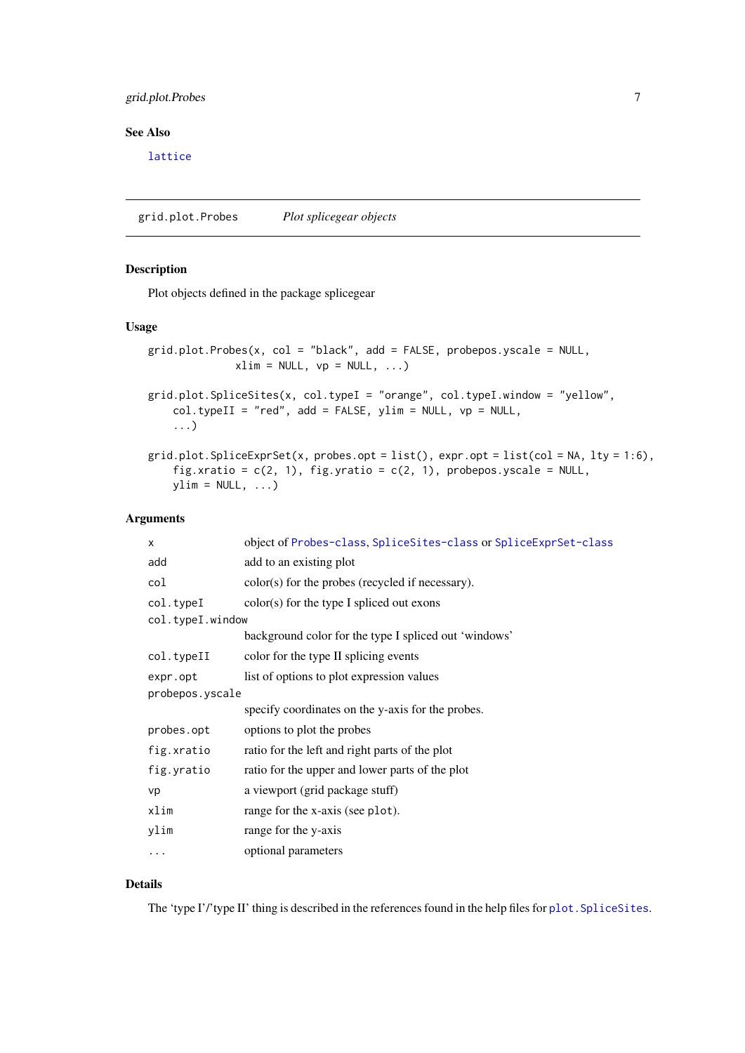### See Also

lattice

## grid.plot.Probes *Plot splicegear objects*

### Description

Plot objects defined in the package splicegear

### Usage

```
grid.plot.Probes(x, col = "black", add = FALSE, probepos.yscale = NULL,
             xlim = NULL, vp = NULL, ...)

grid.plot.SpliceSites(x, col.typeI = "orange", col.typeI.window = "yellow",
    col.typeII = "red", add = FALSE, ylim = NULL, vp = NULL,
    ...)

grid.plot.SpliceExprSet(x, probes.opt = list(), expr.opt = list(col = NA, lty = 1:6),
    fig.xratio = c(2, 1), fig.yratio = c(2, 1), probepos.yscale = NULL,
    ylim = NULL, ...)
```

### Arguments

| | |
|---|---|
| `x` | object of `Probes-class`, `SpliceSites-class` or `SpliceExprSet-class` |
| `add` | add to an existing plot |
| `col` | color(s) for the probes (recycled if necessary). |
| `col.typeI` | color(s) for the type I spliced out exons |
| `col.typeI.window` | background color for the type I spliced out 'windows' |
| `col.typeII` | color for the type II splicing events |
| `expr.opt` | list of options to plot expression values |
| `probepos.yscale` | specify coordinates on the y-axis for the probes. |
| `probes.opt` | options to plot the probes |
| `fig.xratio` | ratio for the left and right parts of the plot |
| `fig.yratio` | ratio for the upper and lower parts of the plot |
| `vp` | a viewport (grid package stuff) |
| `xlim` | range for the x-axis (see `plot`). |
| `ylim` | range for the y-axis |
| `...` | optional parameters |

### Details

The 'type I'/'type II' thing is described in the references found in the help files for `plot.SpliceSites`.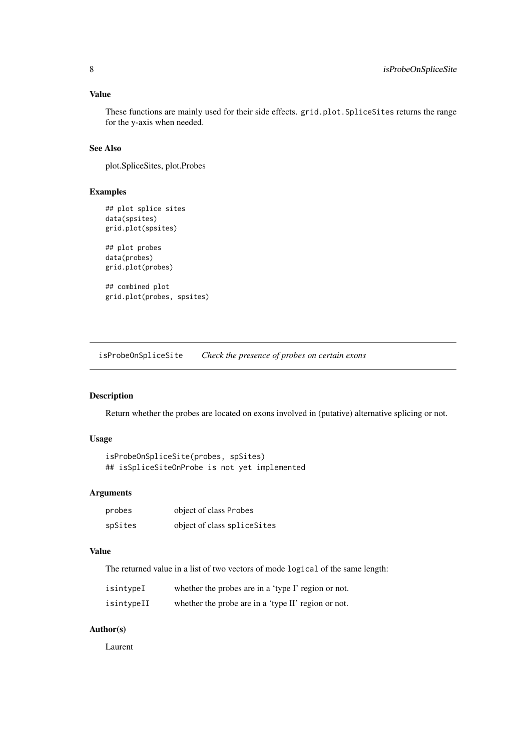### Value

These functions are mainly used for their side effects. `grid.plot.SpliceSites` returns the range for the y-axis when needed.

### See Also

plot.SpliceSites, plot.Probes

### Examples

```
## plot splice sites
data(spsites)
grid.plot(spsites)

## plot probes
data(probes)
grid.plot(probes)

## combined plot
grid.plot(probes, spsites)
```

---

## isProbeOnSpliceSite *Check the presence of probes on certain exons*

---

### Description

Return whether the probes are located on exons involved in (putative) alternative splicing or not.

### Usage

```
isProbeOnSpliceSite(probes, spSites)
## isSpliceSiteOnProbe is not yet implemented
```

### Arguments

| | |
|---|---|
| probes | object of class `Probes` |
| spSites | object of class `spliceSites` |

### Value

The returned value in a list of two vectors of mode `logical` of the same length:

| | |
|---|---|
| isintypeI | whether the probes are in a 'type I' region or not. |
| isintypeII | whether the probe are in a 'type II' region or not. |

### Author(s)

Laurent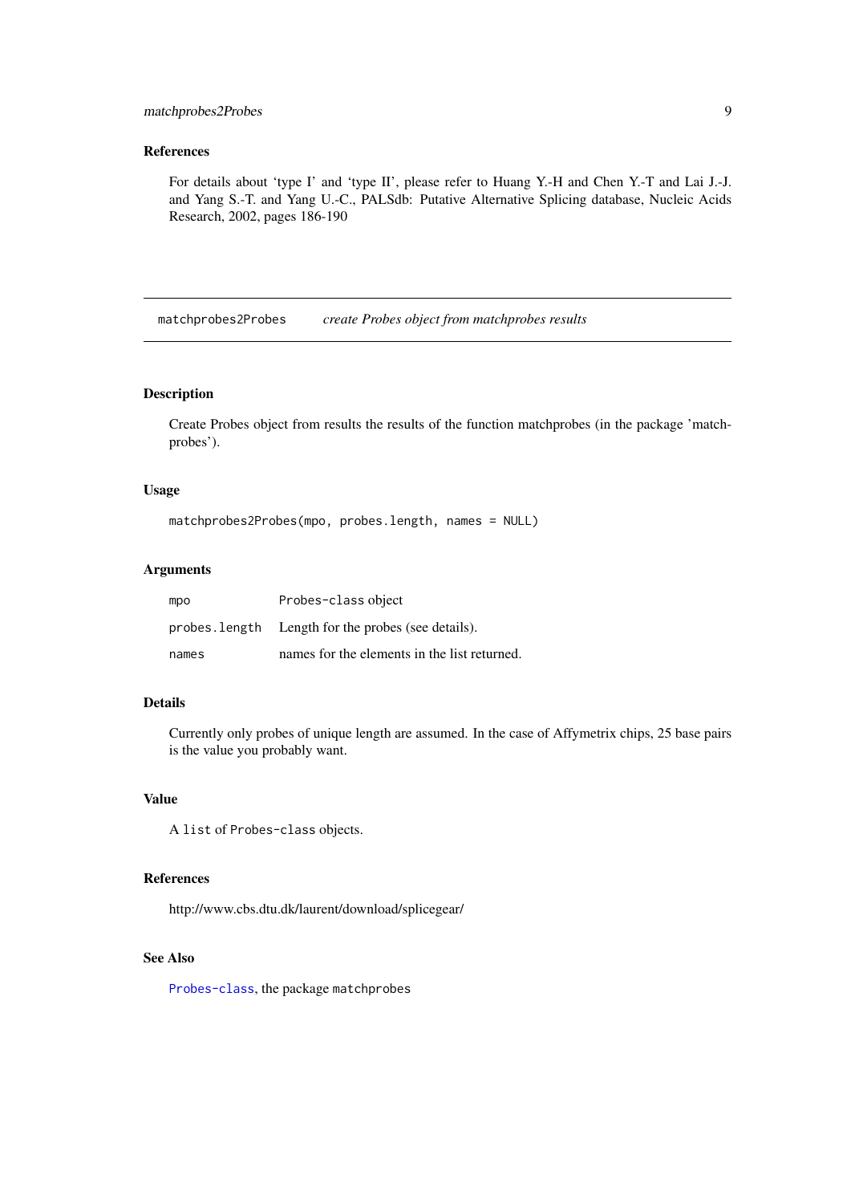### References

For details about 'type I' and 'type II', please refer to Huang Y.-H and Chen Y.-T and Lai J.-J. and Yang S.-T. and Yang U.-C., PALSdb: Putative Alternative Splicing database, Nucleic Acids Research, 2002, pages 186-190

---

## matchprobes2Probes — *create Probes object from matchprobes results*

---

### Description

Create Probes object from results the results of the function matchprobes (in the package 'matchprobes').

### Usage

```
matchprobes2Probes(mpo, probes.length, names = NULL)
```

### Arguments

| | |
|---|---|
| `mpo` | `Probes-class` object |
| `probes.length` | Length for the probes (see details). |
| `names` | names for the elements in the list returned. |

### Details

Currently only probes of unique length are assumed. In the case of Affymetrix chips, 25 base pairs is the value you probably want.

### Value

A `list` of `Probes-class` objects.

### References

http://www.cbs.dtu.dk/laurent/download/splicegear/

### See Also

`Probes-class`, the package `matchprobes`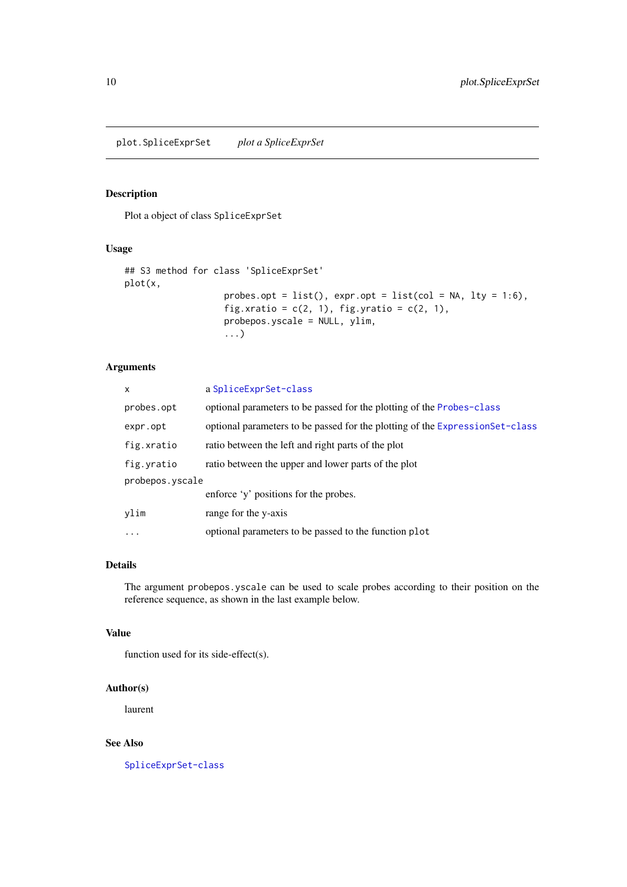plot.SpliceExprSet    *plot a SpliceExprSet*

## Description

Plot a object of class `SpliceExprSet`

## Usage

```
## S3 method for class 'SpliceExprSet'
plot(x,
                    probes.opt = list(), expr.opt = list(col = NA, lty = 1:6),
                    fig.xratio = c(2, 1), fig.yratio = c(2, 1),
                    probepos.yscale = NULL, ylim,
                    ...)
```

## Arguments

| | |
|---|---|
| `x` | a `SpliceExprSet-class` |
| `probes.opt` | optional parameters to be passed for the plotting of the `Probes-class` |
| `expr.opt` | optional parameters to be passed for the plotting of the `ExpressionSet-class` |
| `fig.xratio` | ratio between the left and right parts of the plot |
| `fig.yratio` | ratio between the upper and lower parts of the plot |
| `probepos.yscale` | enforce 'y' positions for the probes. |
| `ylim` | range for the y-axis |
| `...` | optional parameters to be passed to the function `plot` |

## Details

The argument `probepos.yscale` can be used to scale probes according to their position on the reference sequence, as shown in the last example below.

## Value

function used for its side-effect(s).

## Author(s)

laurent

## See Also

`SpliceExprSet-class`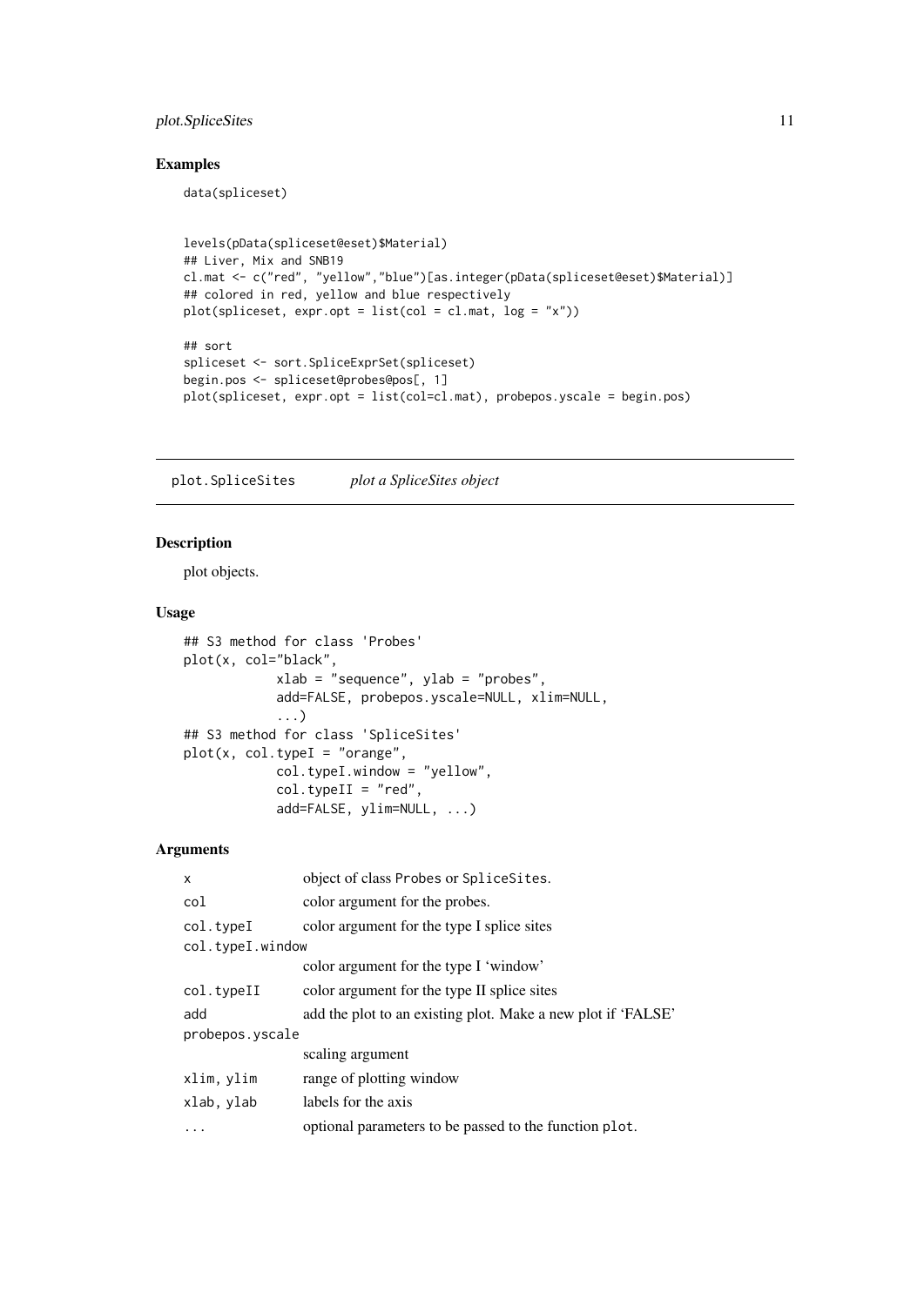### Examples

```
data(spliceset)


levels(pData(spliceset@eset)$Material)
## Liver, Mix and SNB19
cl.mat <- c("red", "yellow","blue")[as.integer(pData(spliceset@eset)$Material)]
## colored in red, yellow and blue respectively
plot(spliceset, expr.opt = list(col = cl.mat, log = "x"))

## sort
spliceset <- sort.SpliceExprSet(spliceset)
begin.pos <- spliceset@probes@pos[, 1]
plot(spliceset, expr.opt = list(col=cl.mat), probepos.yscale = begin.pos)
```

---

## plot.SpliceSites *plot a SpliceSites object*

### Description

plot objects.

### Usage

```
## S3 method for class 'Probes'
plot(x, col="black",
            xlab = "sequence", ylab = "probes",
            add=FALSE, probepos.yscale=NULL, xlim=NULL,
            ...)
## S3 method for class 'SpliceSites'
plot(x, col.typeI = "orange",
            col.typeI.window = "yellow",
            col.typeII = "red",
            add=FALSE, ylim=NULL, ...)
```

### Arguments

| | |
|---|---|
| `x` | object of class `Probes` or `SpliceSites`. |
| `col` | color argument for the probes. |
| `col.typeI` | color argument for the type I splice sites |
| `col.typeI.window` | color argument for the type I 'window' |
| `col.typeII` | color argument for the type II splice sites |
| `add` | add the plot to an existing plot. Make a new plot if 'FALSE' |
| `probepos.yscale` | scaling argument |
| `xlim, ylim` | range of plotting window |
| `xlab, ylab` | labels for the axis |
| `...` | optional parameters to be passed to the function `plot`. |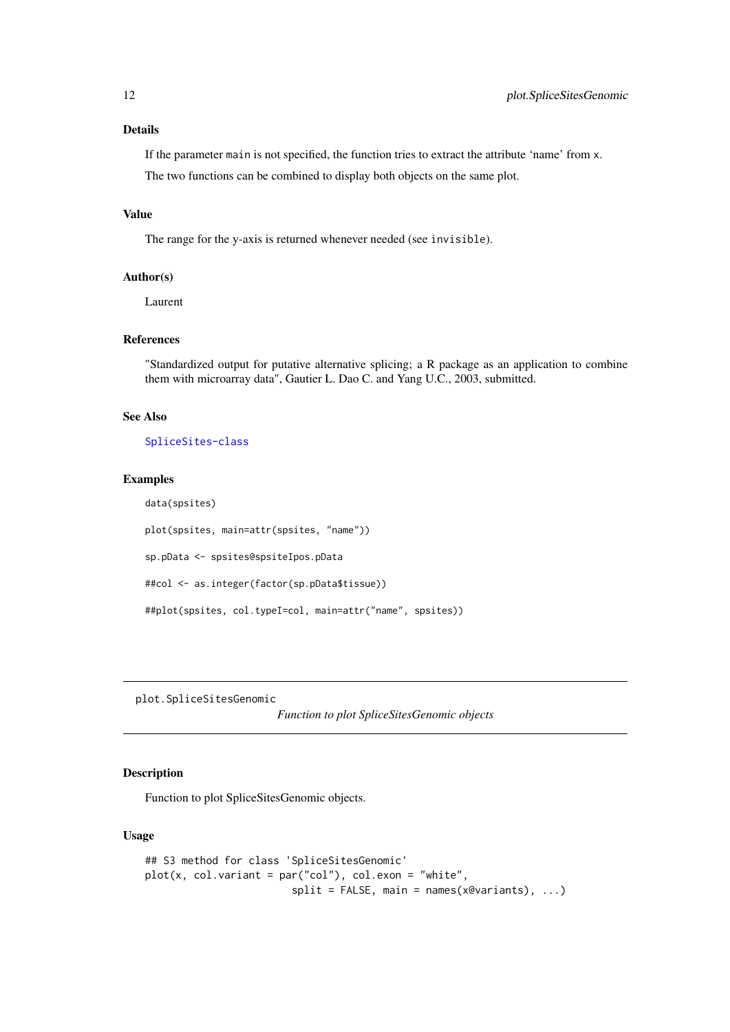### Details

If the parameter `main` is not specified, the function tries to extract the attribute 'name' from `x`.

The two functions can be combined to display both objects on the same plot.

### Value

The range for the y-axis is returned whenever needed (see `invisible`).

### Author(s)

Laurent

### References

"Standardized output for putative alternative splicing; a R package as an application to combine them with microarray data", Gautier L. Dao C. and Yang U.C., 2003, submitted.

### See Also

SpliceSites-class

### Examples

```
data(spsites)

plot(spsites, main=attr(spsites, "name"))

sp.pData <- spsites@spsiteIpos.pData

##col <- as.integer(factor(sp.pData$tissue))

##plot(spsites, col.typeI=col, main=attr("name", spsites))
```

---

## plot.SpliceSitesGenomic

*Function to plot SpliceSitesGenomic objects*

---

### Description

Function to plot SpliceSitesGenomic objects.

### Usage

```
## S3 method for class 'SpliceSitesGenomic'
plot(x, col.variant = par("col"), col.exon = "white",
                        split = FALSE, main = names(x@variants), ...)
```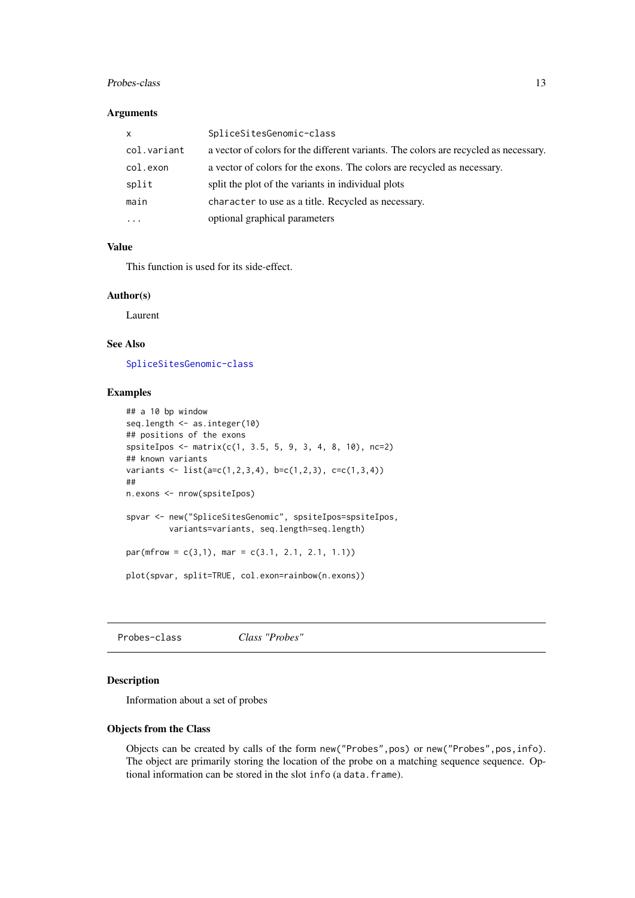### Arguments

| | |
|---|---|
| `x` | `SpliceSitesGenomic-class` |
| `col.variant` | a vector of colors for the different variants. The colors are recycled as necessary. |
| `col.exon` | a vector of colors for the exons. The colors are recycled as necessary. |
| `split` | split the plot of the variants in individual plots |
| `main` | `character` to use as a title. Recycled as necessary. |
| `...` | optional graphical parameters |

### Value

This function is used for its side-effect.

### Author(s)

Laurent

### See Also

`SpliceSitesGenomic-class`

### Examples

```
## a 10 bp window
seq.length <- as.integer(10)
## positions of the exons
spsiteIpos <- matrix(c(1, 3.5, 5, 9, 3, 4, 8, 10), nc=2)
## known variants
variants <- list(a=c(1,2,3,4), b=c(1,2,3), c=c(1,3,4))
##
n.exons <- nrow(spsiteIpos)

spvar <- new("SpliceSitesGenomic", spsiteIpos=spsiteIpos,
         variants=variants, seq.length=seq.length)

par(mfrow = c(3,1), mar = c(3.1, 2.1, 2.1, 1.1))

plot(spvar, split=TRUE, col.exon=rainbow(n.exons))
```

---

## Probes-class    *Class "Probes"*

---

### Description

Information about a set of probes

### Objects from the Class

Objects can be created by calls of the form `new("Probes",pos)` or `new("Probes",pos,info)`. The object are primarily storing the location of the probe on a matching sequence sequence. Optional information can be stored in the slot `info` (a `data.frame`).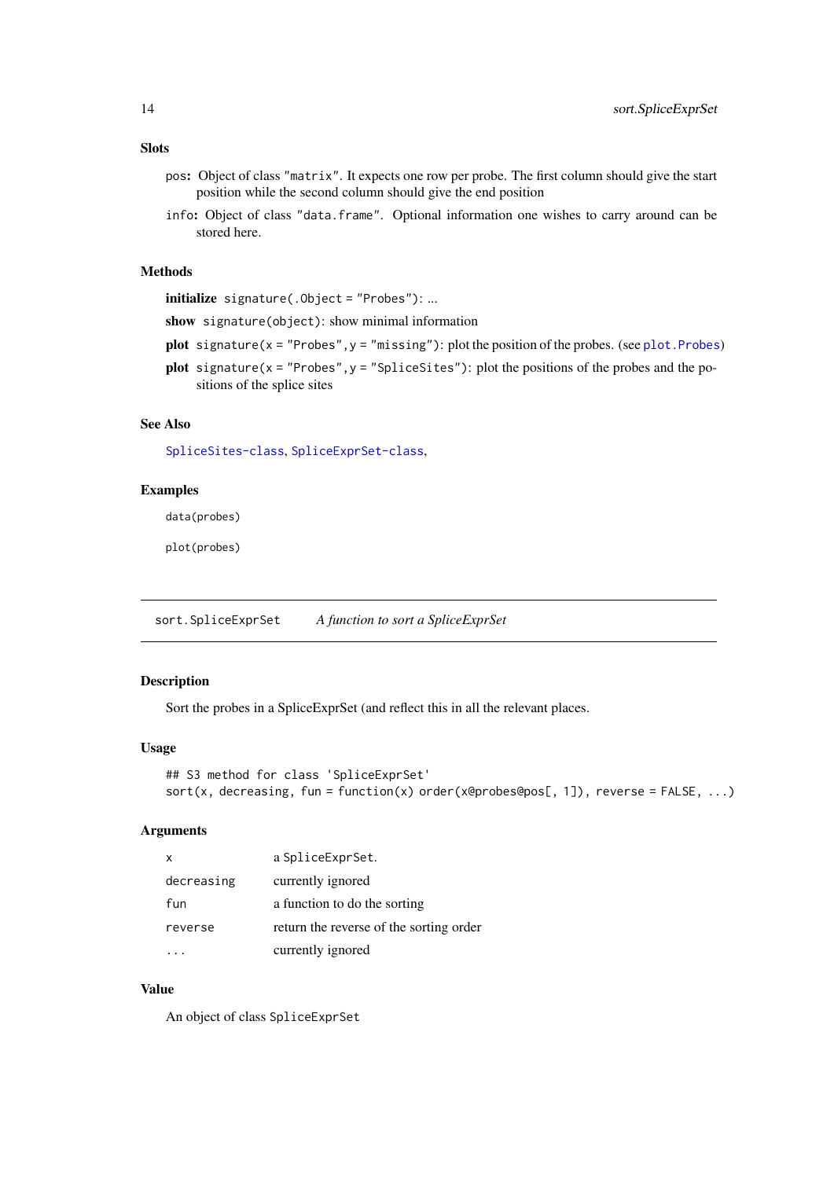### Slots

- `pos`: Object of class "matrix". It expects one row per probe. The first column should give the start position while the second column should give the end position
- `info`: Object of class "data.frame". Optional information one wishes to carry around can be stored here.

### Methods

- **initialize** `signature(.Object = "Probes")`: ...
- **show** `signature(object)`: show minimal information
- **plot** `signature(x = "Probes", y = "missing")`: plot the position of the probes. (see `plot.Probes`)
- **plot** `signature(x = "Probes", y = "SpliceSites")`: plot the positions of the probes and the positions of the splice sites

### See Also

`SpliceSites-class`, `SpliceExprSet-class`,

### Examples

```
data(probes)

plot(probes)
```

---

## sort.SpliceExprSet &nbsp;&nbsp;&nbsp; *A function to sort a SpliceExprSet*

---

### Description

Sort the probes in a SpliceExprSet (and reflect this in all the relevant places.

### Usage

```
## S3 method for class 'SpliceExprSet'
sort(x, decreasing, fun = function(x) order(x@probes@pos[, 1]), reverse = FALSE, ...)
```

### Arguments

| | |
|---|---|
| `x` | a `SpliceExprSet`. |
| `decreasing` | currently ignored |
| `fun` | a function to do the sorting |
| `reverse` | return the reverse of the sorting order |
| `...` | currently ignored |

### Value

An object of class `SpliceExprSet`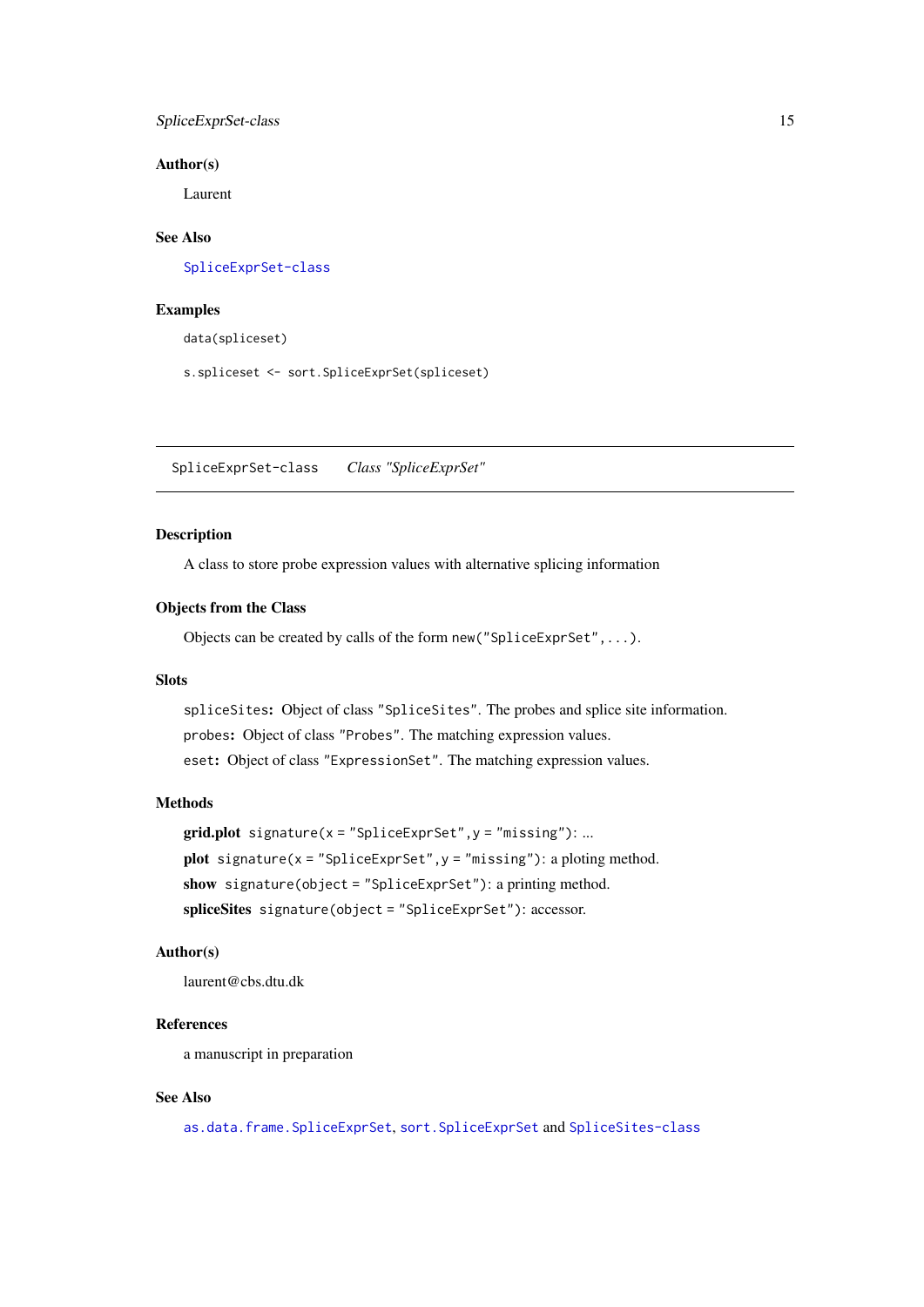### Author(s)

Laurent

### See Also

SpliceExprSet-class

### Examples

```
data(spliceset)

s.spliceset <- sort.SpliceExprSet(spliceset)
```

---

## SpliceExprSet-class    *Class "SpliceExprSet"*

---

### Description

A class to store probe expression values with alternative splicing information

### Objects from the Class

Objects can be created by calls of the form `new("SpliceExprSet",...)`.

### Slots

`spliceSites`**:** Object of class `"SpliceSites"`. The probes and splice site information.

`probes`**:** Object of class `"Probes"`. The matching expression values.

`eset`**:** Object of class `"ExpressionSet"`. The matching expression values.

### Methods

**grid.plot** `signature(x = "SpliceExprSet",y = "missing")`: ...

**plot** `signature(x = "SpliceExprSet",y = "missing")`: a ploting method.

**show** `signature(object = "SpliceExprSet")`: a printing method.

**spliceSites** `signature(object = "SpliceExprSet")`: accessor.

### Author(s)

laurent@cbs.dtu.dk

### References

a manuscript in preparation

### See Also

as.data.frame.SpliceExprSet, sort.SpliceExprSet and SpliceSites-class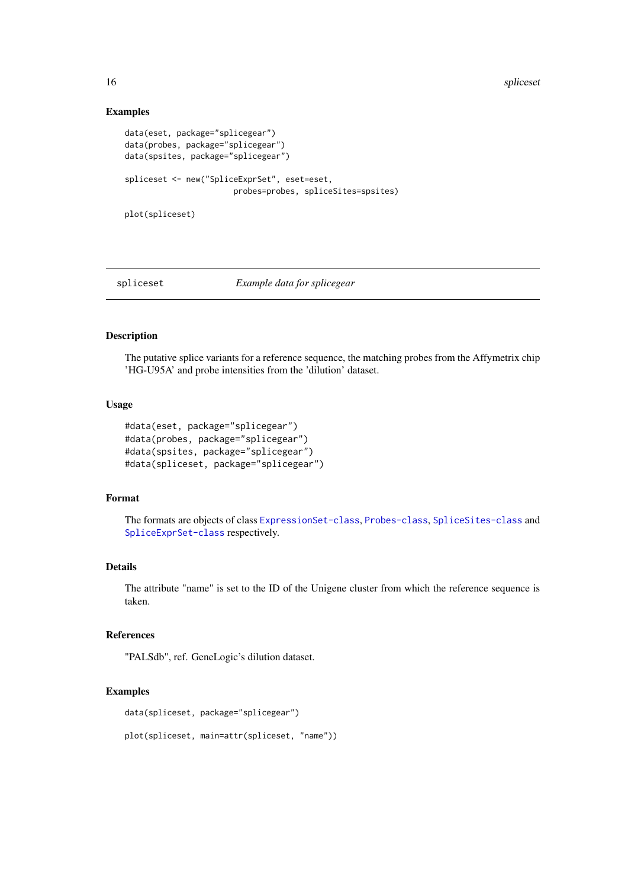### Examples

```
data(eset, package="splicegear")
data(probes, package="splicegear")
data(spsites, package="splicegear")

spliceset <- new("SpliceExprSet", eset=eset,
                 probes=probes, spliceSites=spsites)

plot(spliceset)
```

---

## spliceset — *Example data for splicegear*

---

### Description

The putative splice variants for a reference sequence, the matching probes from the Affymetrix chip 'HG-U95A' and probe intensities from the 'dilution' dataset.

### Usage

```
#data(eset, package="splicegear")
#data(probes, package="splicegear")
#data(spsites, package="splicegear")
#data(spliceset, package="splicegear")
```

### Format

The formats are objects of class `ExpressionSet-class`, `Probes-class`, `SpliceSites-class` and `SpliceExprSet-class` respectively.

### Details

The attribute "name" is set to the ID of the Unigene cluster from which the reference sequence is taken.

### References

"PALSdb", ref. GeneLogic's dilution dataset.

### Examples

```
data(spliceset, package="splicegear")

plot(spliceset, main=attr(spliceset, "name"))
```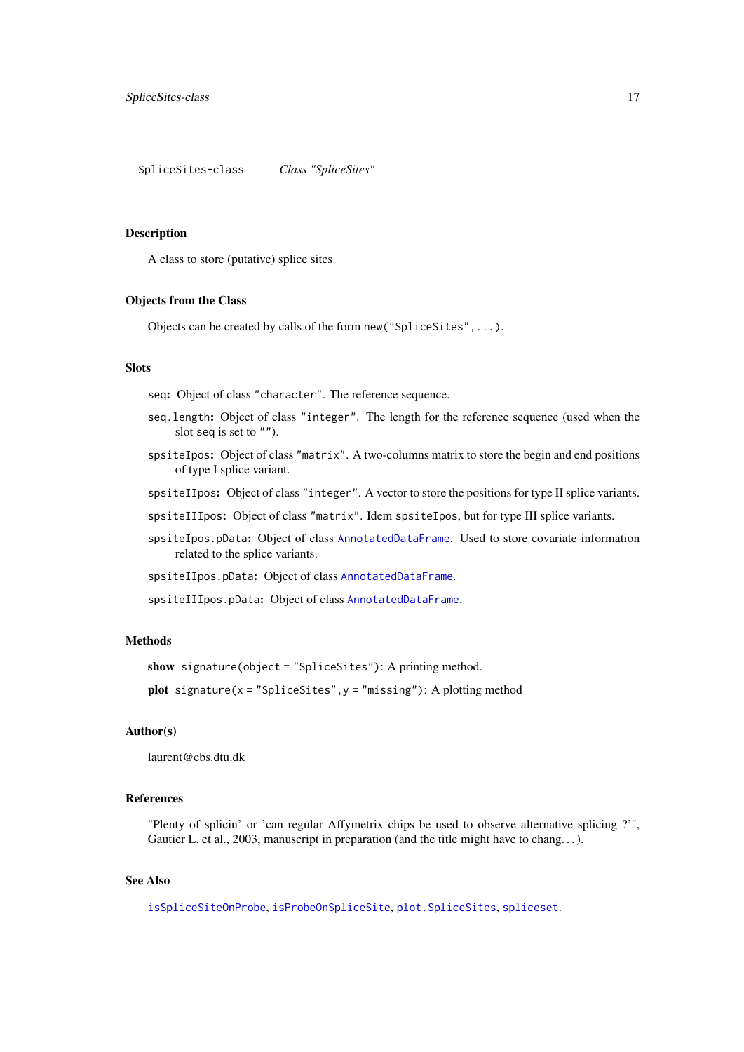# SpliceSites-class    *Class "SpliceSites"*

## Description

A class to store (putative) splice sites

## Objects from the Class

Objects can be created by calls of the form `new("SpliceSites",...)`.

## Slots

- `seq`: Object of class `"character"`. The reference sequence.
- `seq.length`: Object of class `"integer"`. The length for the reference sequence (used when the slot `seq` is set to `""`).
- `spsiteIpos`: Object of class `"matrix"`. A two-columns matrix to store the begin and end positions of type I splice variant.
- `spsiteIIpos`: Object of class `"integer"`. A vector to store the positions for type II splice variants.
- `spsiteIIIpos`: Object of class `"matrix"`. Idem `spsiteIpos`, but for type III splice variants.
- `spsiteIpos.pData`: Object of class `AnnotatedDataFrame`. Used to store covariate information related to the splice variants.
- `spsiteIIpos.pData`: Object of class `AnnotatedDataFrame`.
- `spsiteIIIpos.pData`: Object of class `AnnotatedDataFrame`.

## Methods

**show** `signature(object = "SpliceSites")`: A printing method.

**plot** `signature(x = "SpliceSites",y = "missing")`: A plotting method

## Author(s)

laurent@cbs.dtu.dk

## References

"Plenty of splicin' or 'can regular Affymetrix chips be used to observe alternative splicing ?'", Gautier L. et al., 2003, manuscript in preparation (and the title might have to chang...).

## See Also

`isSpliceSiteOnProbe`, `isProbeOnSpliceSite`, `plot.SpliceSites`, `spliceset`.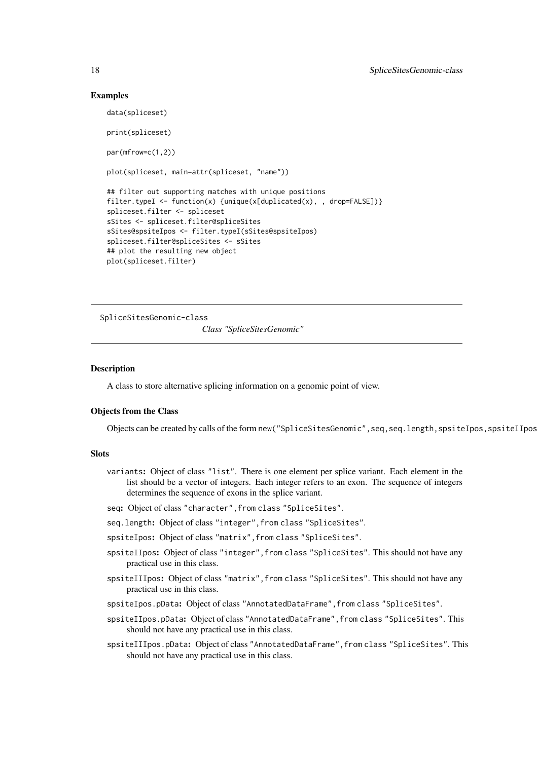## Examples

```
data(spliceset)

print(spliceset)

par(mfrow=c(1,2))

plot(spliceset, main=attr(spliceset, "name"))

## filter out supporting matches with unique positions
filter.typeI <- function(x) {unique(x[duplicated(x), , drop=FALSE])}
spliceset.filter <- spliceset
sSites <- spliceset.filter@spliceSites
sSites@spsiteIpos <- filter.typeI(sSites@spsiteIpos)
spliceset.filter@spliceSites <- sSites
## plot the resulting new object
plot(spliceset.filter)
```

---

# SpliceSitesGenomic-class

*Class "SpliceSitesGenomic"*

---

## Description

A class to store alternative splicing information on a genomic point of view.

## Objects from the Class

Objects can be created by calls of the form `new("SpliceSitesGenomic",seq,seq.length,spsiteIpos,spsiteIIpos`

## Slots

- `variants`: Object of class `"list"`. There is one element per splice variant. Each element in the list should be a vector of integers. Each integer refers to an exon. The sequence of integers determines the sequence of exons in the splice variant.
- `seq`: Object of class `"character"`, from class `"SpliceSites"`.
- `seq.length`: Object of class `"integer"`, from class `"SpliceSites"`.
- `spsiteIpos`: Object of class `"matrix"`, from class `"SpliceSites"`.
- `spsiteIIpos`: Object of class `"integer"`, from class `"SpliceSites"`. This should not have any practical use in this class.
- `spsiteIIIpos`: Object of class `"matrix"`, from class `"SpliceSites"`. This should not have any practical use in this class.
- `spsiteIpos.pData`: Object of class `"AnnotatedDataFrame"`, from class `"SpliceSites"`.
- `spsiteIIpos.pData`: Object of class `"AnnotatedDataFrame"`, from class `"SpliceSites"`. This should not have any practical use in this class.
- `spsiteIIIpos.pData`: Object of class `"AnnotatedDataFrame"`, from class `"SpliceSites"`. This should not have any practical use in this class.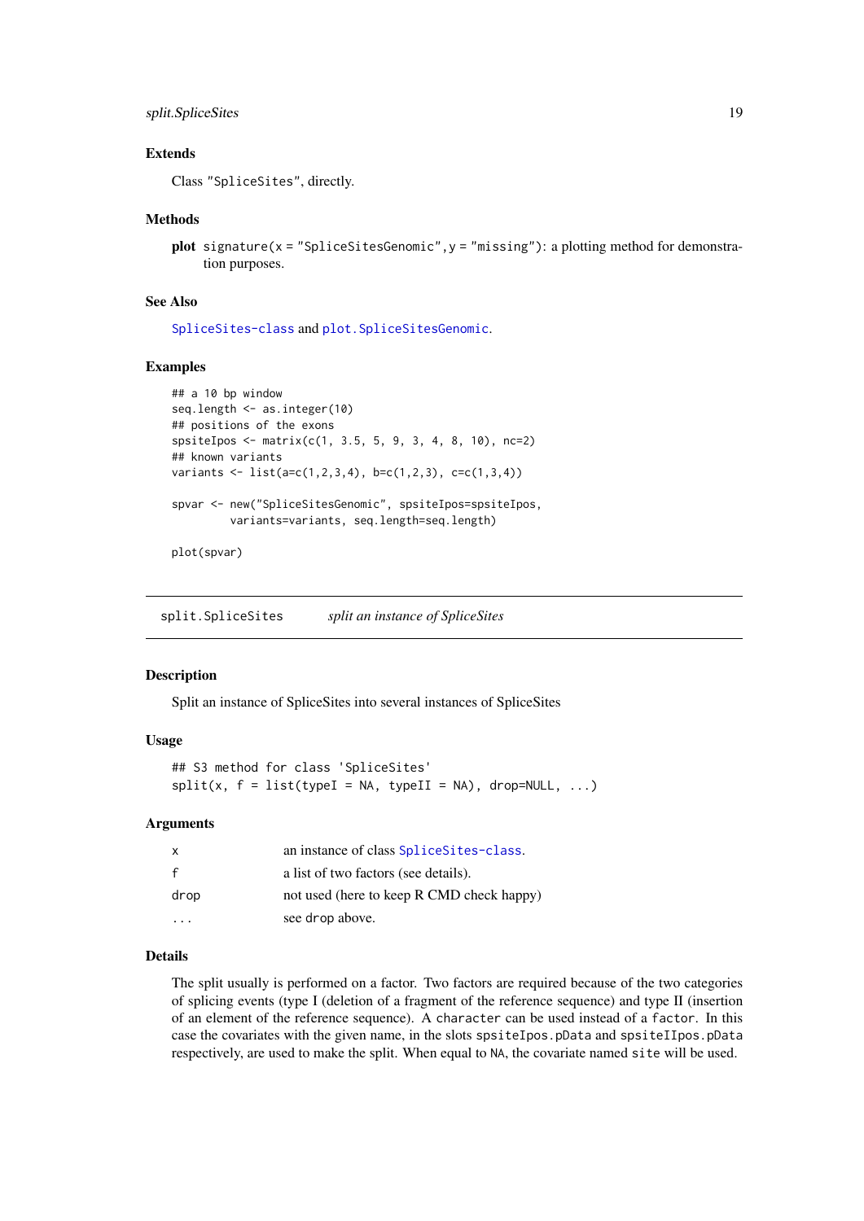### Extends

Class "SpliceSites", directly.

### Methods

**plot** `signature(x = "SpliceSitesGenomic", y = "missing")`: a plotting method for demonstration purposes.

### See Also

`SpliceSites-class` and `plot.SpliceSitesGenomic`.

### Examples

```
## a 10 bp window
seq.length <- as.integer(10)
## positions of the exons
spsiteIpos <- matrix(c(1, 3.5, 5, 9, 3, 4, 8, 10), nc=2)
## known variants
variants <- list(a=c(1,2,3,4), b=c(1,2,3), c=c(1,3,4))

spvar <- new("SpliceSitesGenomic", spsiteIpos=spsiteIpos,
         variants=variants, seq.length=seq.length)

plot(spvar)
```

---

## split.SpliceSites &nbsp;&nbsp;&nbsp; *split an instance of SpliceSites*

---

### Description

Split an instance of SpliceSites into several instances of SpliceSites

### Usage

```
## S3 method for class 'SpliceSites'
split(x, f = list(typeI = NA, typeII = NA), drop=NULL, ...)
```

### Arguments

| | |
|---|---|
| x | an instance of class `SpliceSites-class`. |
| f | a list of two factors (see details). |
| drop | not used (here to keep R CMD check happy) |
| ... | see `drop` above. |

### Details

The split usually is performed on a factor. Two factors are required because of the two categories of splicing events (type I (deletion of a fragment of the reference sequence) and type II (insertion of an element of the reference sequence). A `character` can be used instead of a `factor`. In this case the covariates with the given name, in the slots `spsiteIpos.pData` and `spsiteIIpos.pData` respectively, are used to make the split. When equal to `NA`, the covariate named `site` will be used.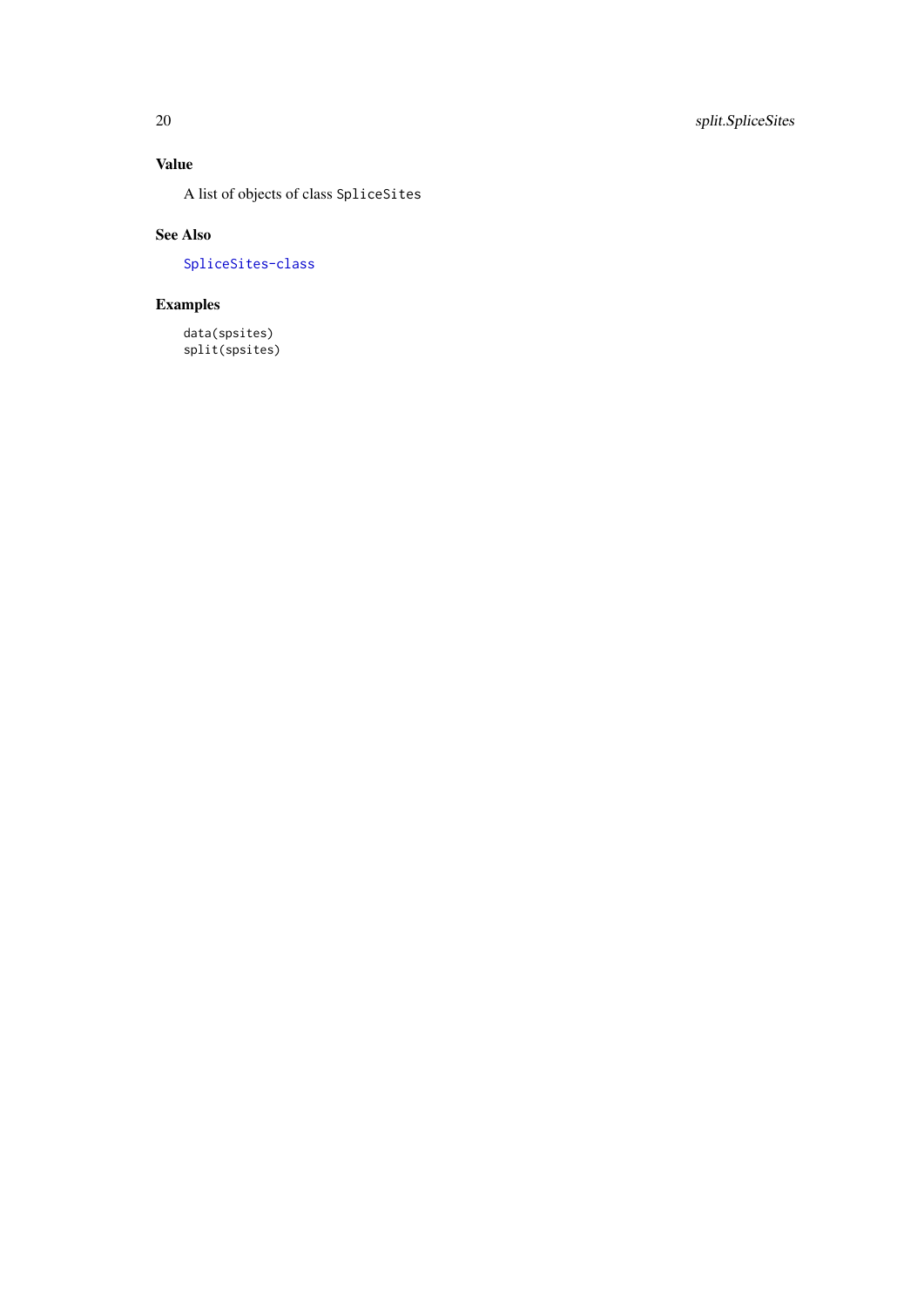## Value

A list of objects of class SpliceSites

## See Also

SpliceSites-class

## Examples

```
data(spsites)
split(spsites)
```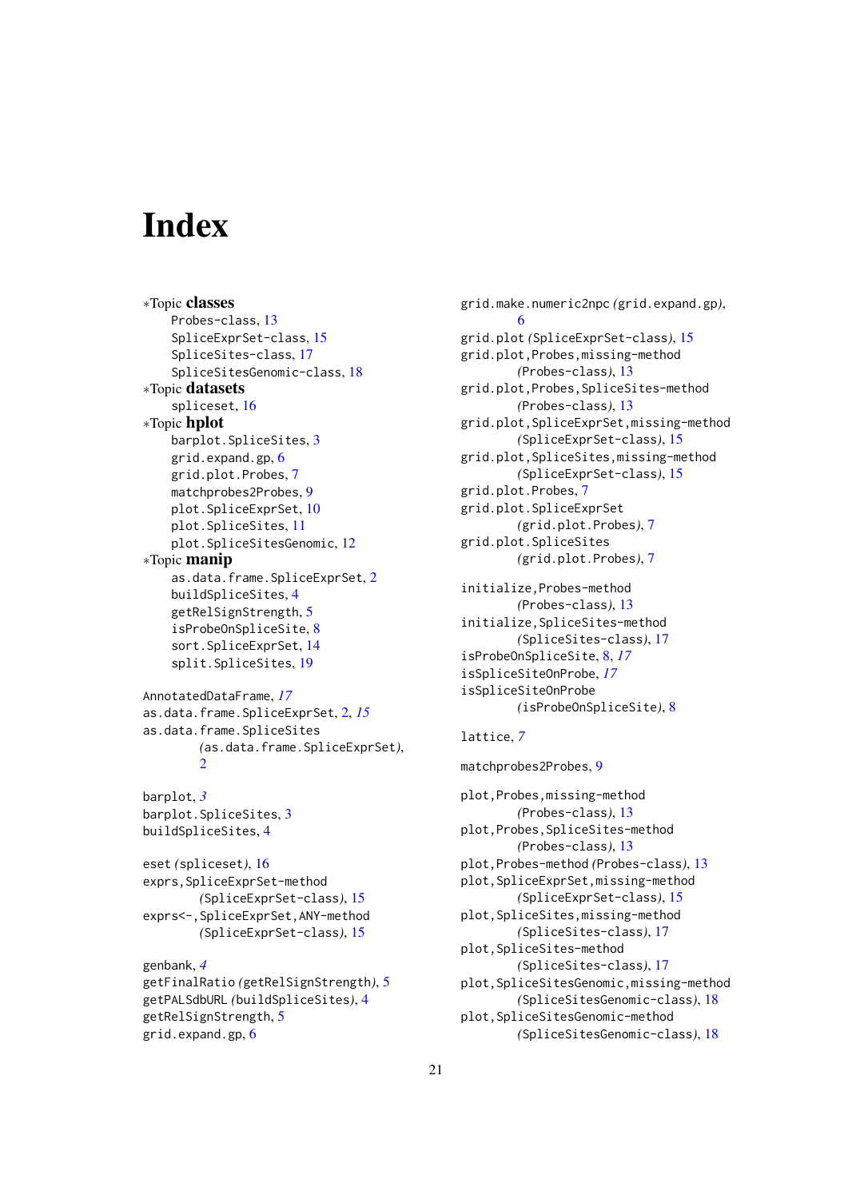# Index

∗Topic **classes**
- Probes-class, 13
- SpliceExprSet-class, 15
- SpliceSites-class, 17
- SpliceSitesGenomic-class, 18

∗Topic **datasets**
- spliceset, 16

∗Topic **hplot**
- barplot.SpliceSites, 3
- grid.expand.gp, 6
- grid.plot.Probes, 7
- matchprobes2Probes, 9
- plot.SpliceExprSet, 10
- plot.SpliceSites, 11
- plot.SpliceSitesGenomic, 12

∗Topic **manip**
- as.data.frame.SpliceExprSet, 2
- buildSpliceSites, 4
- getRelSignStrength, 5
- isProbeOnSpliceSite, 8
- sort.SpliceExprSet, 14
- split.SpliceSites, 19

AnnotatedDataFrame, *17*
as.data.frame.SpliceExprSet, 2, *15*
as.data.frame.SpliceSites *(as.data.frame.SpliceExprSet)*, 2

barplot, *3*
barplot.SpliceSites, 3
buildSpliceSites, 4

eset *(spliceset)*, 16
exprs,SpliceExprSet-method *(SpliceExprSet-class)*, 15
exprs<-,SpliceExprSet,ANY-method *(SpliceExprSet-class)*, 15

genbank, *4*
getFinalRatio *(getRelSignStrength)*, 5
getPALSdbURL *(buildSpliceSites)*, 4
getRelSignStrength, 5
grid.expand.gp, 6
grid.make.numeric2npc *(grid.expand.gp)*, 6
grid.plot *(SpliceExprSet-class)*, 15
grid.plot,Probes,missing-method *(Probes-class)*, 13
grid.plot,Probes,SpliceSites-method *(Probes-class)*, 13
grid.plot,SpliceExprSet,missing-method *(SpliceExprSet-class)*, 15
grid.plot,SpliceSites,missing-method *(SpliceExprSet-class)*, 15
grid.plot.Probes, 7
grid.plot.SpliceExprSet *(grid.plot.Probes)*, 7
grid.plot.SpliceSites *(grid.plot.Probes)*, 7

initialize,Probes-method *(Probes-class)*, 13
initialize,SpliceSites-method *(SpliceSites-class)*, 17
isProbeOnSpliceSite, 8, *17*
isSpliceSiteOnProbe, *17*
isSpliceSiteOnProbe *(isProbeOnSpliceSite)*, 8

lattice, *7*

matchprobes2Probes, 9

plot,Probes,missing-method *(Probes-class)*, 13
plot,Probes,SpliceSites-method *(Probes-class)*, 13
plot,Probes-method *(Probes-class)*, 13
plot,SpliceExprSet,missing-method *(SpliceExprSet-class)*, 15
plot,SpliceSites,missing-method *(SpliceSites-class)*, 17
plot,SpliceSites-method *(SpliceSites-class)*, 17
plot,SpliceSitesGenomic,missing-method *(SpliceSitesGenomic-class)*, 18
plot,SpliceSitesGenomic-method *(SpliceSitesGenomic-class)*, 18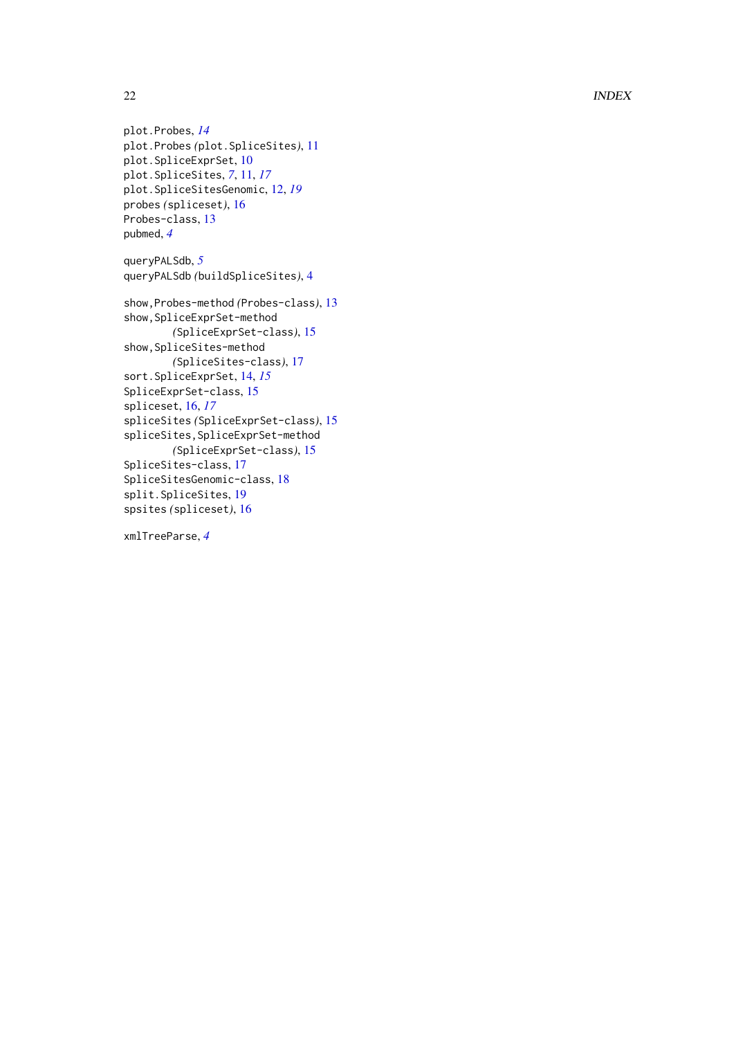plot.Probes, *14*
plot.Probes *(*plot.SpliceSites*)*, 11
plot.SpliceExprSet, 10
plot.SpliceSites, *7*, 11, *17*
plot.SpliceSitesGenomic, 12, *19*
probes *(*spliceset*)*, 16
Probes-class, 13
pubmed, *4*

queryPALSdb, *5*
queryPALSdb *(*buildSpliceSites*)*, 4

show,Probes-method *(*Probes-class*)*, 13
show,SpliceExprSet-method
        *(*SpliceExprSet-class*)*, 15
show,SpliceSites-method
        *(*SpliceSites-class*)*, 17
sort.SpliceExprSet, 14, *15*
SpliceExprSet-class, 15
spliceset, 16, *17*
spliceSites *(*SpliceExprSet-class*)*, 15
spliceSites,SpliceExprSet-method
        *(*SpliceExprSet-class*)*, 15
SpliceSites-class, 17
SpliceSitesGenomic-class, 18
split.SpliceSites, 19
spsites *(*spliceset*)*, 16

xmlTreeParse, *4*